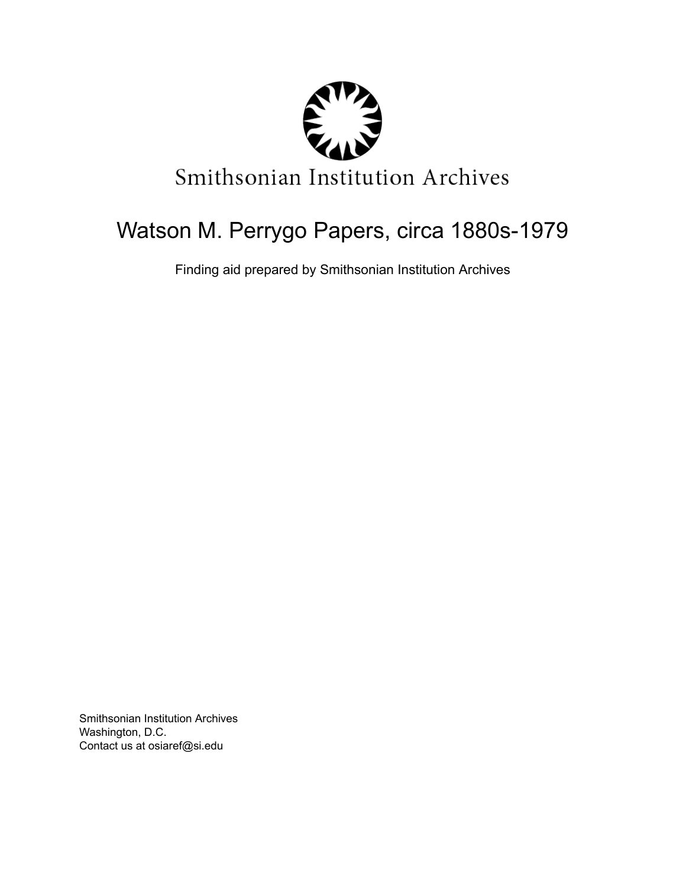Smithsonian Institution Archives

# Watson M. Perrygo Papers, circa 1880s-1979

Finding aid prepared by Smithsonian Institution Archives

Smithsonian Institution Archives
Washington, D.C.
Contact us at osiaref@si.edu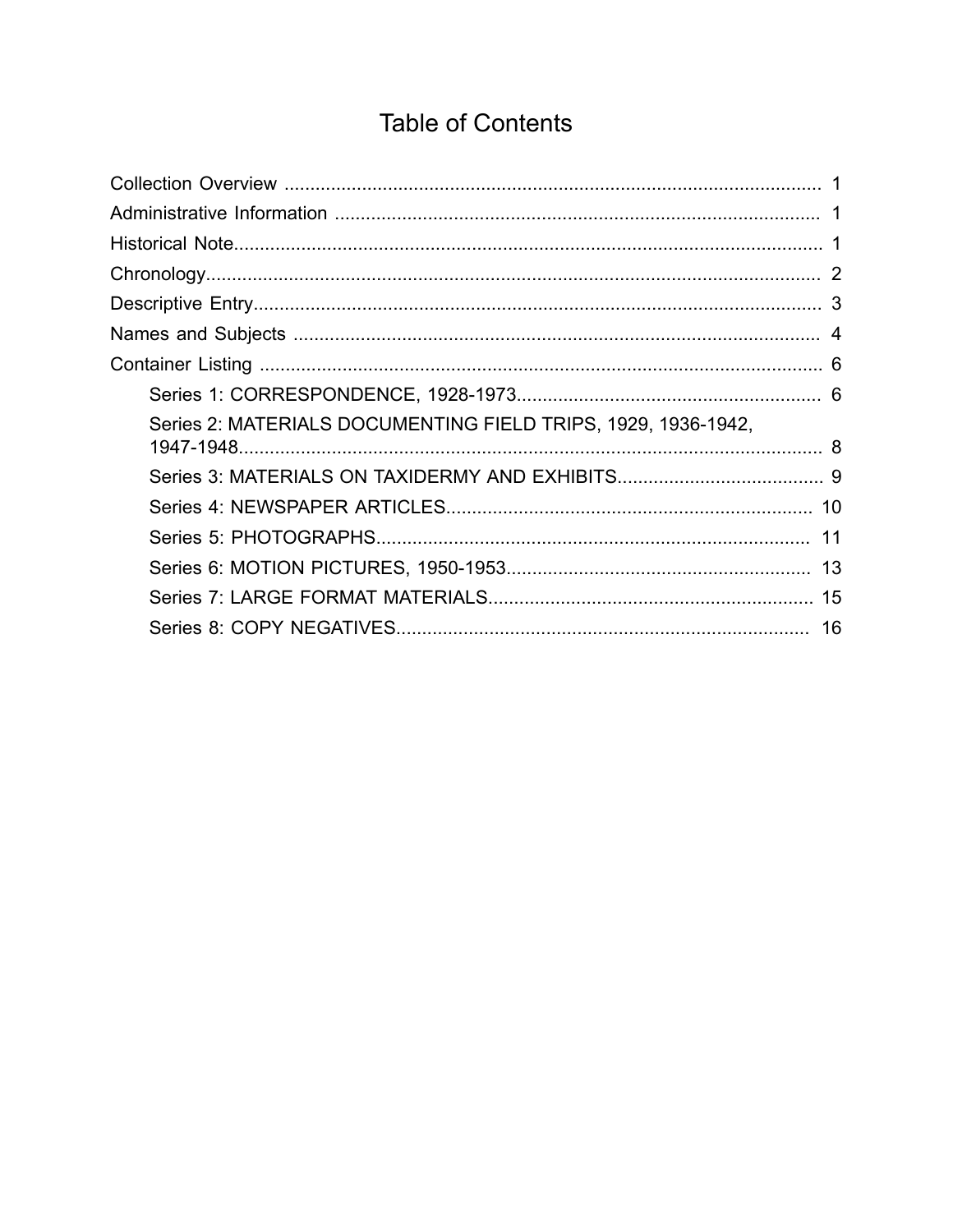# Table of Contents

- Collection Overview ........................................................................................................ 1
- Administrative Information .............................................................................................. 1
- Historical Note.................................................................................................................. 1
- Chronology....................................................................................................................... 2
- Descriptive Entry.............................................................................................................. 3
- Names and Subjects ........................................................................................................ 4
- Container Listing .............................................................................................................. 6
  - Series 1: CORRESPONDENCE, 1928-1973........................................................... 6
  - Series 2: MATERIALS DOCUMENTING FIELD TRIPS, 1929, 1936-1942, 1947-1948.................................................................................................................. 8
  - Series 3: MATERIALS ON TAXIDERMY AND EXHIBITS........................................ 9
  - Series 4: NEWSPAPER ARTICLES...................................................................... 10
  - Series 5: PHOTOGRAPHS.................................................................................... 11
  - Series 6: MOTION PICTURES, 1950-1953........................................................... 13
  - Series 7: LARGE FORMAT MATERIALS............................................................... 15
  - Series 8: COPY NEGATIVES................................................................................ 16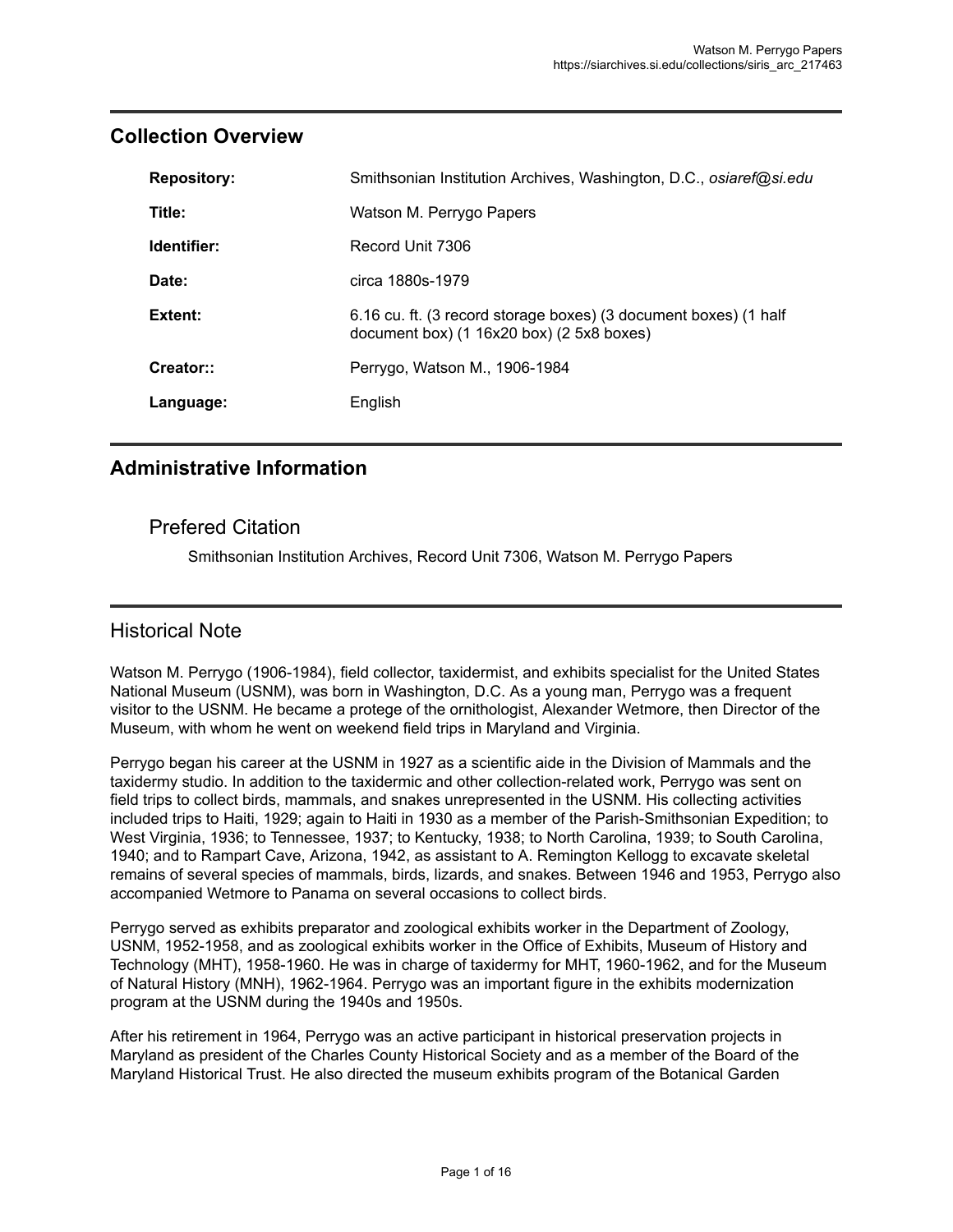## Collection Overview

| | |
|---|---|
| **Repository:** | Smithsonian Institution Archives, Washington, D.C., *osiaref@si.edu* |
| **Title:** | Watson M. Perrygo Papers |
| **Identifier:** | Record Unit 7306 |
| **Date:** | circa 1880s-1979 |
| **Extent:** | 6.16 cu. ft. (3 record storage boxes) (3 document boxes) (1 half document box) (1 16x20 box) (2 5x8 boxes) |
| **Creator::** | Perrygo, Watson M., 1906-1984 |
| **Language:** | English |

## Administrative Information

### Prefered Citation

Smithsonian Institution Archives, Record Unit 7306, Watson M. Perrygo Papers

## Historical Note

Watson M. Perrygo (1906-1984), field collector, taxidermist, and exhibits specialist for the United States National Museum (USNM), was born in Washington, D.C. As a young man, Perrygo was a frequent visitor to the USNM. He became a protege of the ornithologist, Alexander Wetmore, then Director of the Museum, with whom he went on weekend field trips in Maryland and Virginia.

Perrygo began his career at the USNM in 1927 as a scientific aide in the Division of Mammals and the taxidermy studio. In addition to the taxidermic and other collection-related work, Perrygo was sent on field trips to collect birds, mammals, and snakes unrepresented in the USNM. His collecting activities included trips to Haiti, 1929; again to Haiti in 1930 as a member of the Parish-Smithsonian Expedition; to West Virginia, 1936; to Tennessee, 1937; to Kentucky, 1938; to North Carolina, 1939; to South Carolina, 1940; and to Rampart Cave, Arizona, 1942, as assistant to A. Remington Kellogg to excavate skeletal remains of several species of mammals, birds, lizards, and snakes. Between 1946 and 1953, Perrygo also accompanied Wetmore to Panama on several occasions to collect birds.

Perrygo served as exhibits preparator and zoological exhibits worker in the Department of Zoology, USNM, 1952-1958, and as zoological exhibits worker in the Office of Exhibits, Museum of History and Technology (MHT), 1958-1960. He was in charge of taxidermy for MHT, 1960-1962, and for the Museum of Natural History (MNH), 1962-1964. Perrygo was an important figure in the exhibits modernization program at the USNM during the 1940s and 1950s.

After his retirement in 1964, Perrygo was an active participant in historical preservation projects in Maryland as president of the Charles County Historical Society and as a member of the Board of the Maryland Historical Trust. He also directed the museum exhibits program of the Botanical Garden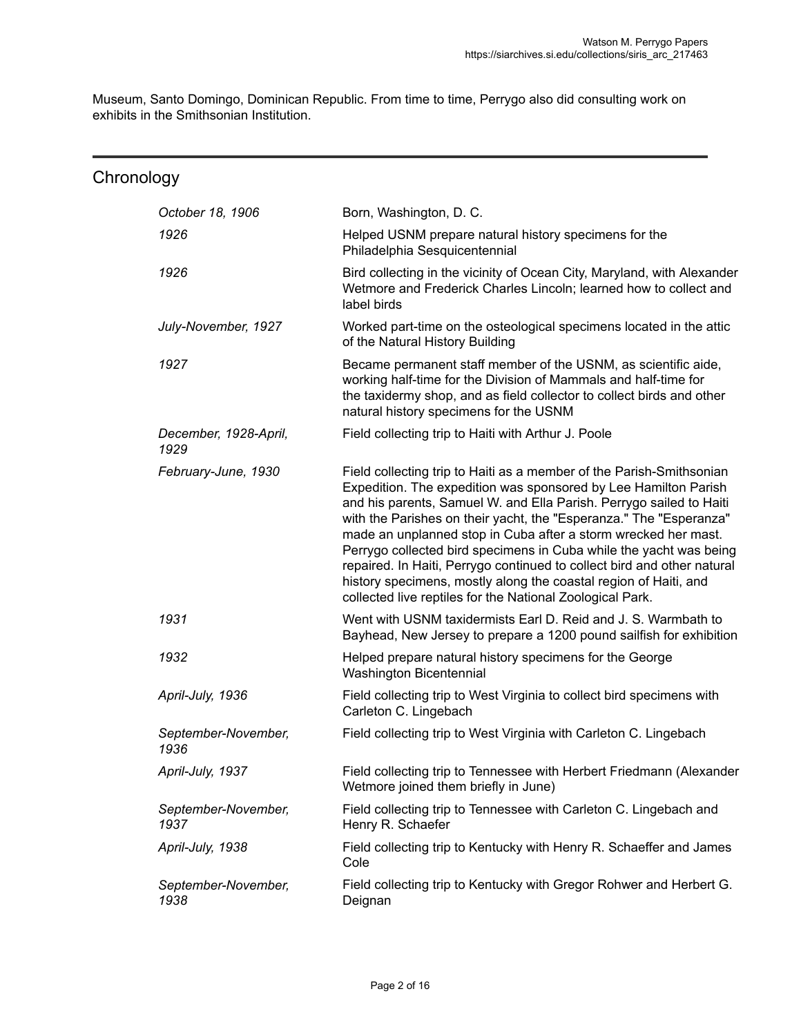Museum, Santo Domingo, Dominican Republic. From time to time, Perrygo also did consulting work on exhibits in the Smithsonian Institution.

## Chronology

| | |
|---|---|
| *October 18, 1906* | Born, Washington, D. C. |
| *1926* | Helped USNM prepare natural history specimens for the Philadelphia Sesquicentennial |
| *1926* | Bird collecting in the vicinity of Ocean City, Maryland, with Alexander Wetmore and Frederick Charles Lincoln; learned how to collect and label birds |
| *July-November, 1927* | Worked part-time on the osteological specimens located in the attic of the Natural History Building |
| *1927* | Became permanent staff member of the USNM, as scientific aide, working half-time for the Division of Mammals and half-time for the taxidermy shop, and as field collector to collect birds and other natural history specimens for the USNM |
| *December, 1928-April, 1929* | Field collecting trip to Haiti with Arthur J. Poole |
| *February-June, 1930* | Field collecting trip to Haiti as a member of the Parish-Smithsonian Expedition. The expedition was sponsored by Lee Hamilton Parish and his parents, Samuel W. and Ella Parish. Perrygo sailed to Haiti with the Parishes on their yacht, the "Esperanza." The "Esperanza" made an unplanned stop in Cuba after a storm wrecked her mast. Perrygo collected bird specimens in Cuba while the yacht was being repaired. In Haiti, Perrygo continued to collect bird and other natural history specimens, mostly along the coastal region of Haiti, and collected live reptiles for the National Zoological Park. |
| *1931* | Went with USNM taxidermists Earl D. Reid and J. S. Warmbath to Bayhead, New Jersey to prepare a 1200 pound sailfish for exhibition |
| *1932* | Helped prepare natural history specimens for the George Washington Bicentennial |
| *April-July, 1936* | Field collecting trip to West Virginia to collect bird specimens with Carleton C. Lingebach |
| *September-November, 1936* | Field collecting trip to West Virginia with Carleton C. Lingebach |
| *April-July, 1937* | Field collecting trip to Tennessee with Herbert Friedmann (Alexander Wetmore joined them briefly in June) |
| *September-November, 1937* | Field collecting trip to Tennessee with Carleton C. Lingebach and Henry R. Schaefer |
| *April-July, 1938* | Field collecting trip to Kentucky with Henry R. Schaeffer and James Cole |
| *September-November, 1938* | Field collecting trip to Kentucky with Gregor Rohwer and Herbert G. Deignan |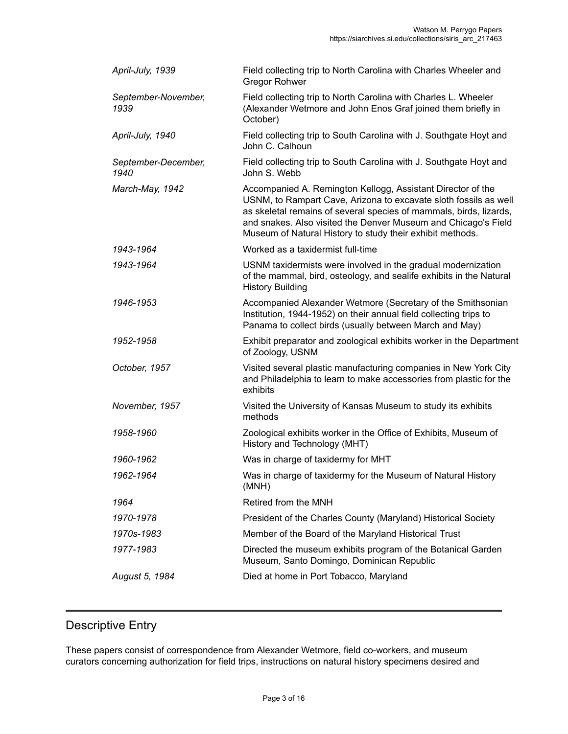| | |
|---|---|
| *April-July, 1939* | Field collecting trip to North Carolina with Charles Wheeler and Gregor Rohwer |
| *September-November, 1939* | Field collecting trip to North Carolina with Charles L. Wheeler (Alexander Wetmore and John Enos Graf joined them briefly in October) |
| *April-July, 1940* | Field collecting trip to South Carolina with J. Southgate Hoyt and John C. Calhoun |
| *September-December, 1940* | Field collecting trip to South Carolina with J. Southgate Hoyt and John S. Webb |
| *March-May, 1942* | Accompanied A. Remington Kellogg, Assistant Director of the USNM, to Rampart Cave, Arizona to excavate sloth fossils as well as skeletal remains of several species of mammals, birds, lizards, and snakes. Also visited the Denver Museum and Chicago's Field Museum of Natural History to study their exhibit methods. |
| *1943-1964* | Worked as a taxidermist full-time |
| *1943-1964* | USNM taxidermists were involved in the gradual modernization of the mammal, bird, osteology, and sealife exhibits in the Natural History Building |
| *1946-1953* | Accompanied Alexander Wetmore (Secretary of the Smithsonian Institution, 1944-1952) on their annual field collecting trips to Panama to collect birds (usually between March and May) |
| *1952-1958* | Exhibit preparator and zoological exhibits worker in the Department of Zoology, USNM |
| *October, 1957* | Visited several plastic manufacturing companies in New York City and Philadelphia to learn to make accessories from plastic for the exhibits |
| *November, 1957* | Visited the University of Kansas Museum to study its exhibits methods |
| *1958-1960* | Zoological exhibits worker in the Office of Exhibits, Museum of History and Technology (MHT) |
| *1960-1962* | Was in charge of taxidermy for MHT |
| *1962-1964* | Was in charge of taxidermy for the Museum of Natural History (MNH) |
| *1964* | Retired from the MNH |
| *1970-1978* | President of the Charles County (Maryland) Historical Society |
| *1970s-1983* | Member of the Board of the Maryland Historical Trust |
| *1977-1983* | Directed the museum exhibits program of the Botanical Garden Museum, Santo Domingo, Dominican Republic |
| *August 5, 1984* | Died at home in Port Tobacco, Maryland |

## Descriptive Entry

These papers consist of correspondence from Alexander Wetmore, field co-workers, and museum curators concerning authorization for field trips, instructions on natural history specimens desired and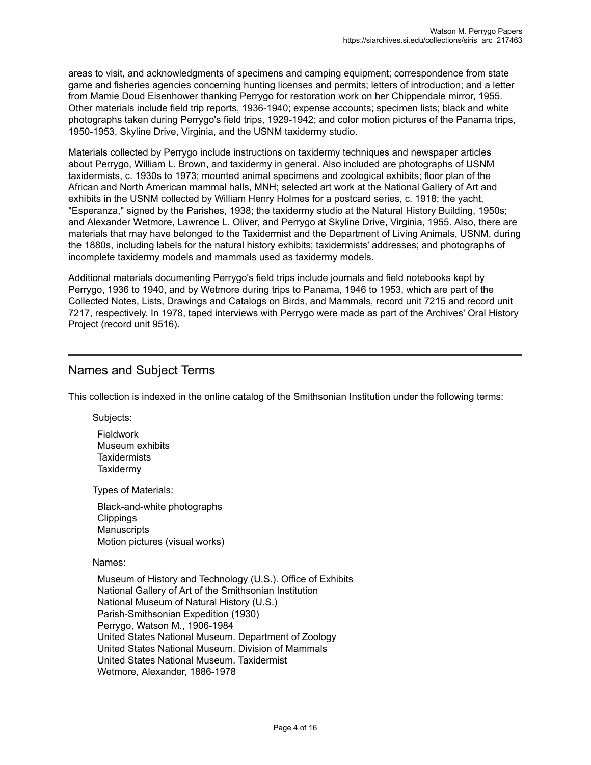areas to visit, and acknowledgments of specimens and camping equipment; correspondence from state game and fisheries agencies concerning hunting licenses and permits; letters of introduction; and a letter from Mamie Doud Eisenhower thanking Perrygo for restoration work on her Chippendale mirror, 1955. Other materials include field trip reports, 1936-1940; expense accounts; specimen lists; black and white photographs taken during Perrygo's field trips, 1929-1942; and color motion pictures of the Panama trips, 1950-1953, Skyline Drive, Virginia, and the USNM taxidermy studio.

Materials collected by Perrygo include instructions on taxidermy techniques and newspaper articles about Perrygo, William L. Brown, and taxidermy in general. Also included are photographs of USNM taxidermists, c. 1930s to 1973; mounted animal specimens and zoological exhibits; floor plan of the African and North American mammal halls, MNH; selected art work at the National Gallery of Art and exhibits in the USNM collected by William Henry Holmes for a postcard series, c. 1918; the yacht, "Esperanza," signed by the Parishes, 1938; the taxidermy studio at the Natural History Building, 1950s; and Alexander Wetmore, Lawrence L. Oliver, and Perrygo at Skyline Drive, Virginia, 1955. Also, there are materials that may have belonged to the Taxidermist and the Department of Living Animals, USNM, during the 1880s, including labels for the natural history exhibits; taxidermists' addresses; and photographs of incomplete taxidermy models and mammals used as taxidermy models.

Additional materials documenting Perrygo's field trips include journals and field notebooks kept by Perrygo, 1936 to 1940, and by Wetmore during trips to Panama, 1946 to 1953, which are part of the Collected Notes, Lists, Drawings and Catalogs on Birds, and Mammals, record unit 7215 and record unit 7217, respectively. In 1978, taped interviews with Perrygo were made as part of the Archives' Oral History Project (record unit 9516).

## Names and Subject Terms

This collection is indexed in the online catalog of the Smithsonian Institution under the following terms:

Subjects:

- Fieldwork
- Museum exhibits
- Taxidermists
- Taxidermy

Types of Materials:

- Black-and-white photographs
- Clippings
- Manuscripts
- Motion pictures (visual works)

Names:

- Museum of History and Technology (U.S.). Office of Exhibits
- National Gallery of Art of the Smithsonian Institution
- National Museum of Natural History (U.S.)
- Parish-Smithsonian Expedition (1930)
- Perrygo, Watson M., 1906-1984
- United States National Museum. Department of Zoology
- United States National Museum. Division of Mammals
- United States National Museum. Taxidermist
- Wetmore, Alexander, 1886-1978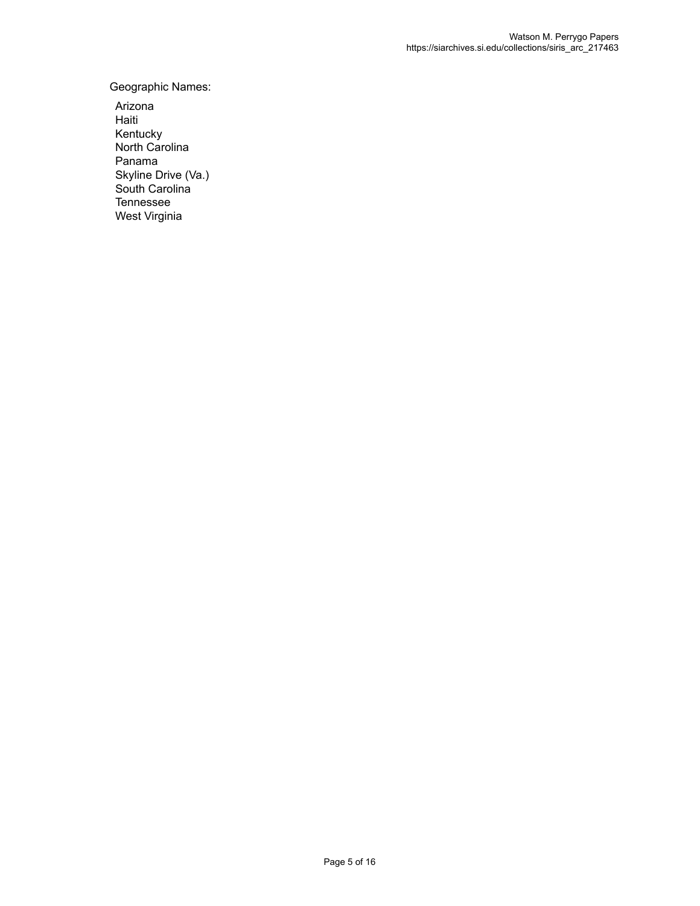Geographic Names:

- Arizona
- Haiti
- Kentucky
- North Carolina
- Panama
- Skyline Drive (Va.)
- South Carolina
- Tennessee
- West Virginia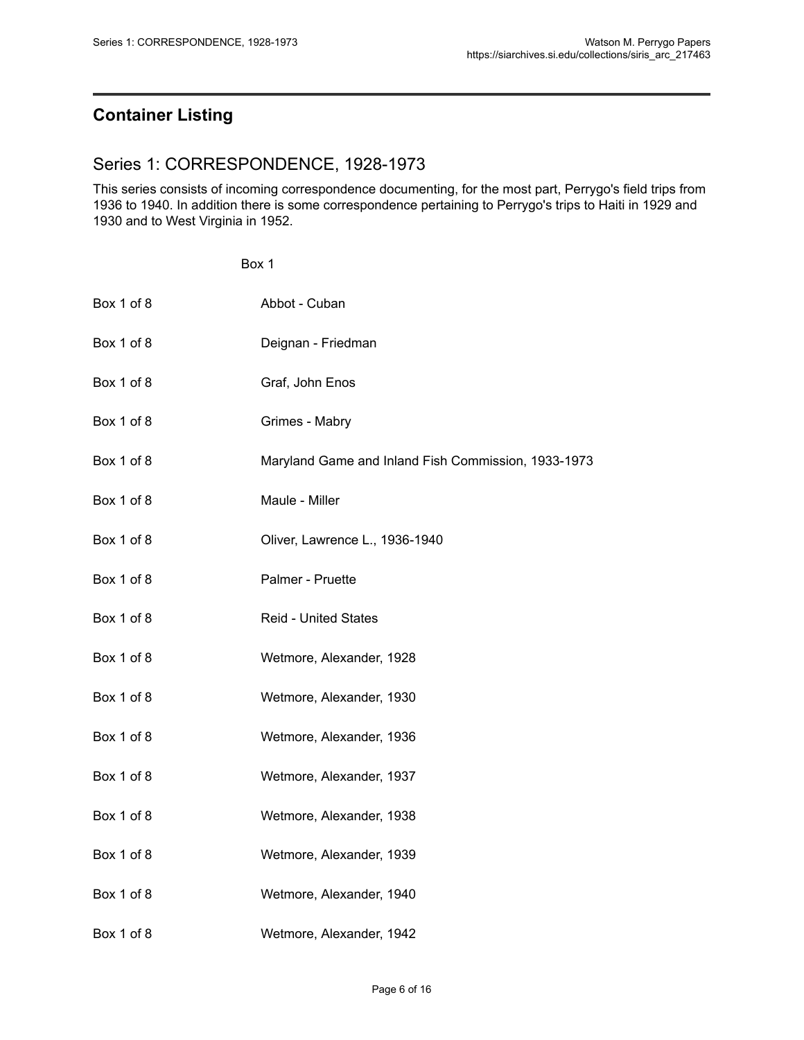## Container Listing

### Series 1: CORRESPONDENCE, 1928-1973

This series consists of incoming correspondence documenting, for the most part, Perrygo's field trips from 1936 to 1940. In addition there is some correspondence pertaining to Perrygo's trips to Haiti in 1929 and 1930 and to West Virginia in 1952.

Box 1

| | |
|---|---|
| Box 1 of 8 | Abbot - Cuban |
| Box 1 of 8 | Deignan - Friedman |
| Box 1 of 8 | Graf, John Enos |
| Box 1 of 8 | Grimes - Mabry |
| Box 1 of 8 | Maryland Game and Inland Fish Commission, 1933-1973 |
| Box 1 of 8 | Maule - Miller |
| Box 1 of 8 | Oliver, Lawrence L., 1936-1940 |
| Box 1 of 8 | Palmer - Pruette |
| Box 1 of 8 | Reid - United States |
| Box 1 of 8 | Wetmore, Alexander, 1928 |
| Box 1 of 8 | Wetmore, Alexander, 1930 |
| Box 1 of 8 | Wetmore, Alexander, 1936 |
| Box 1 of 8 | Wetmore, Alexander, 1937 |
| Box 1 of 8 | Wetmore, Alexander, 1938 |
| Box 1 of 8 | Wetmore, Alexander, 1939 |
| Box 1 of 8 | Wetmore, Alexander, 1940 |
| Box 1 of 8 | Wetmore, Alexander, 1942 |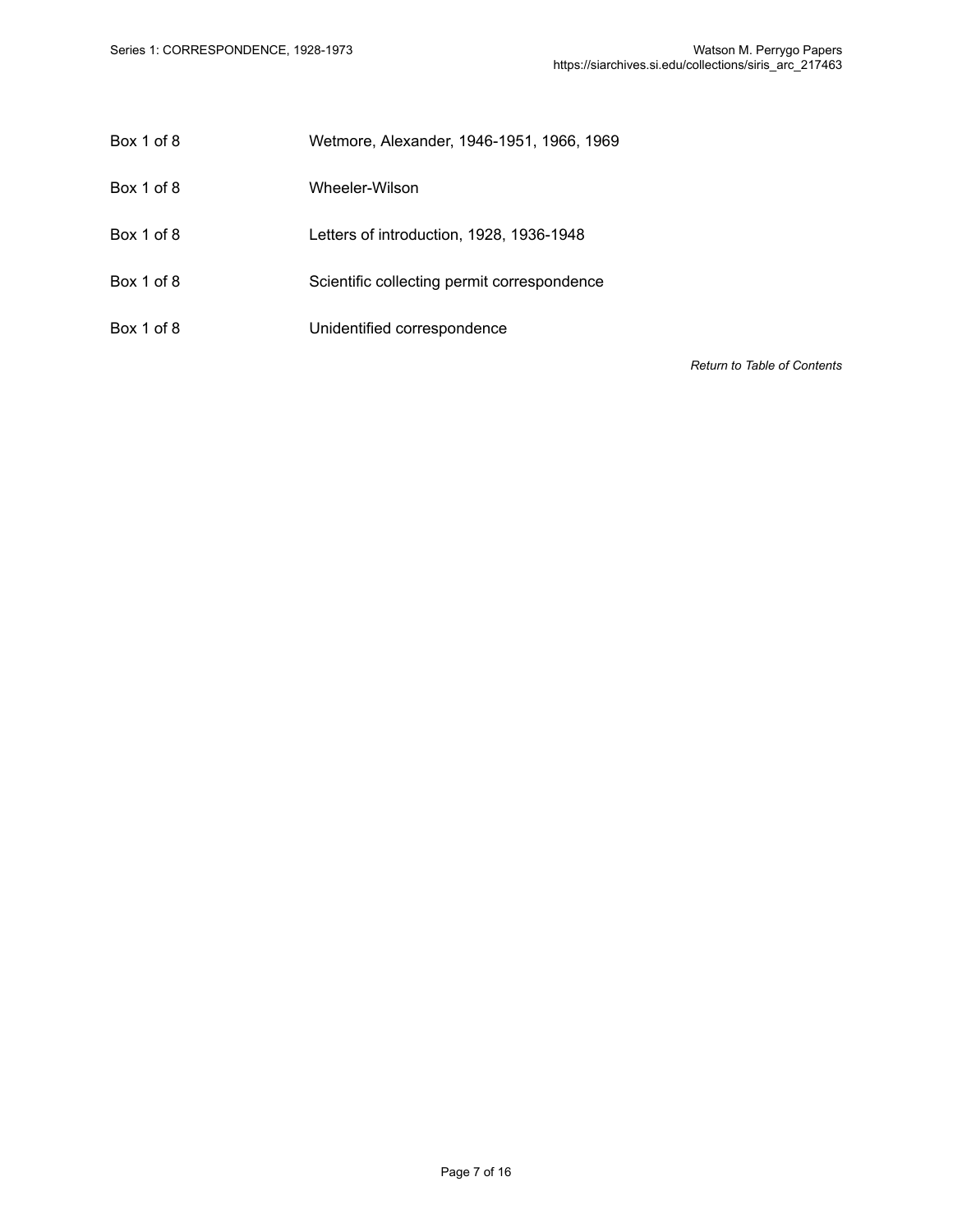| | |
|---|---|
| Box 1 of 8 | Wetmore, Alexander, 1946-1951, 1966, 1969 |
| Box 1 of 8 | Wheeler-Wilson |
| Box 1 of 8 | Letters of introduction, 1928, 1936-1948 |
| Box 1 of 8 | Scientific collecting permit correspondence |
| Box 1 of 8 | Unidentified correspondence |

*Return to Table of Contents*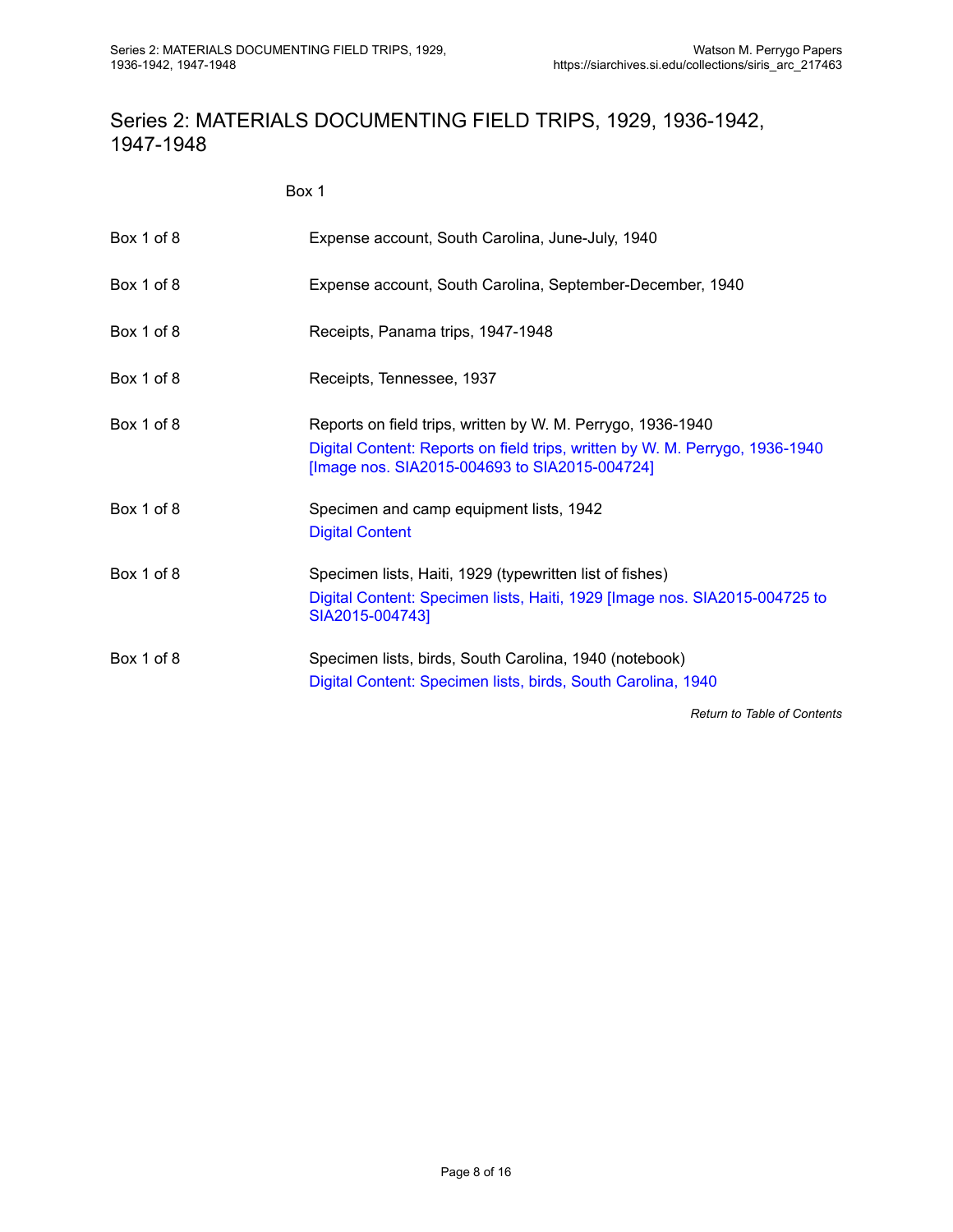## Series 2: MATERIALS DOCUMENTING FIELD TRIPS, 1929, 1936-1942, 1947-1948

Box 1

| | |
|---|---|
| Box 1 of 8 | Expense account, South Carolina, June-July, 1940 |
| Box 1 of 8 | Expense account, South Carolina, September-December, 1940 |
| Box 1 of 8 | Receipts, Panama trips, 1947-1948 |
| Box 1 of 8 | Receipts, Tennessee, 1937 |
| Box 1 of 8 | Reports on field trips, written by W. M. Perrygo, 1936-1940<br>Digital Content: Reports on field trips, written by W. M. Perrygo, 1936-1940 [Image nos. SIA2015-004693 to SIA2015-004724] |
| Box 1 of 8 | Specimen and camp equipment lists, 1942<br>Digital Content |
| Box 1 of 8 | Specimen lists, Haiti, 1929 (typewritten list of fishes)<br>Digital Content: Specimen lists, Haiti, 1929 [Image nos. SIA2015-004725 to SIA2015-004743] |
| Box 1 of 8 | Specimen lists, birds, South Carolina, 1940 (notebook)<br>Digital Content: Specimen lists, birds, South Carolina, 1940 |

*Return to Table of Contents*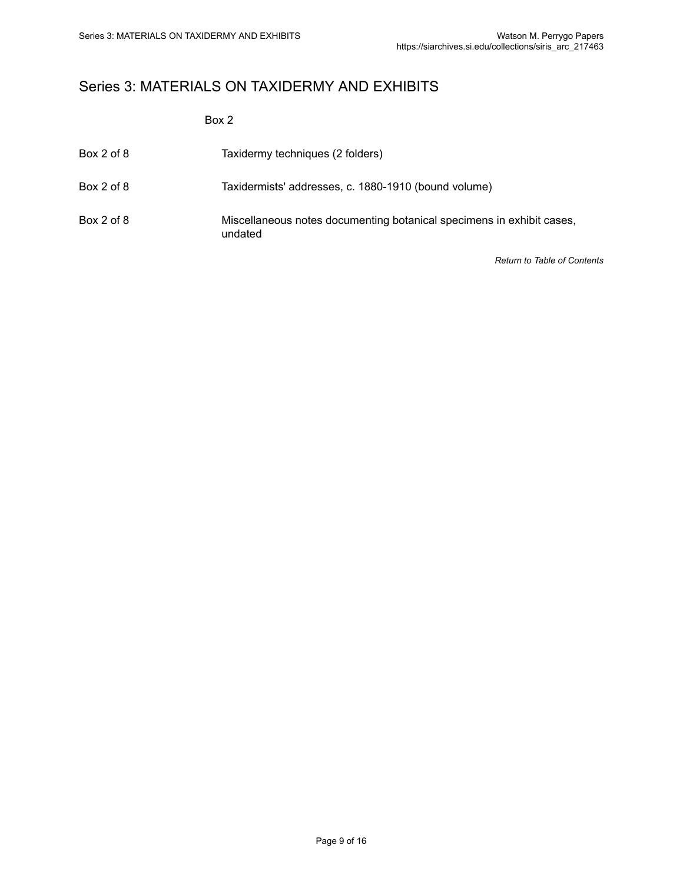## Series 3: MATERIALS ON TAXIDERMY AND EXHIBITS

Box 2

| | |
|---|---|
| Box 2 of 8 | Taxidermy techniques (2 folders) |
| Box 2 of 8 | Taxidermists' addresses, c. 1880-1910 (bound volume) |
| Box 2 of 8 | Miscellaneous notes documenting botanical specimens in exhibit cases, undated |

*Return to Table of Contents*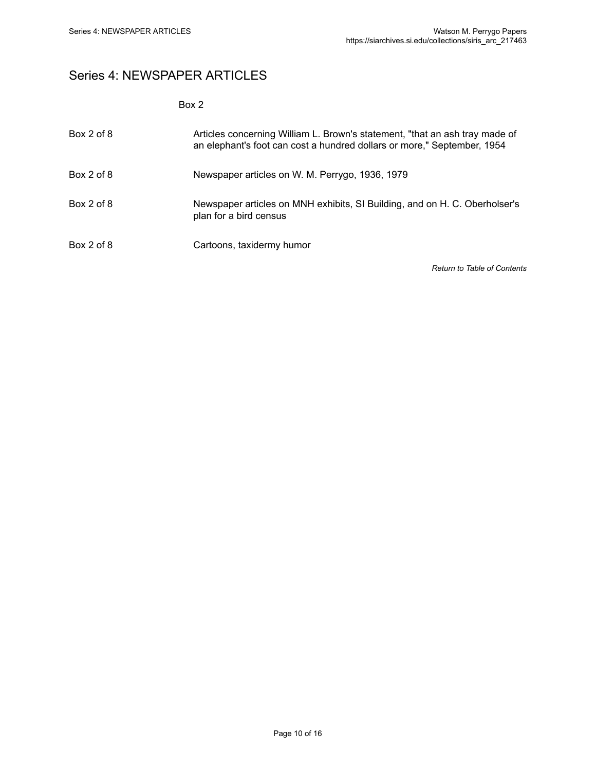## Series 4: NEWSPAPER ARTICLES

Box 2

| | |
|---|---|
| Box 2 of 8 | Articles concerning William L. Brown's statement, "that an ash tray made of an elephant's foot can cost a hundred dollars or more," September, 1954 |
| Box 2 of 8 | Newspaper articles on W. M. Perrygo, 1936, 1979 |
| Box 2 of 8 | Newspaper articles on MNH exhibits, SI Building, and on H. C. Oberholser's plan for a bird census |
| Box 2 of 8 | Cartoons, taxidermy humor |

*Return to Table of Contents*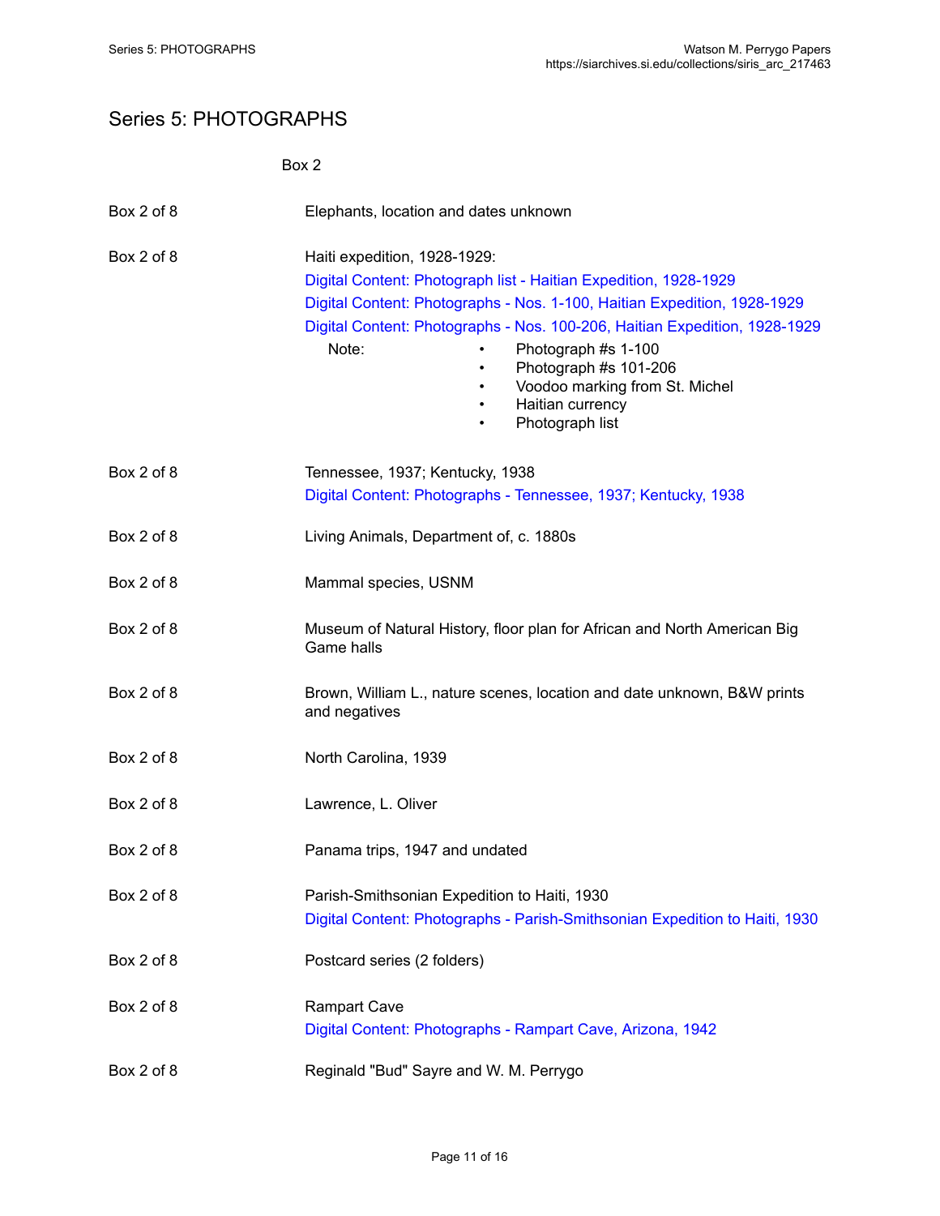# Series 5: PHOTOGRAPHS

Box 2

| | |
|---|---|
| Box 2 of 8 | Elephants, location and dates unknown |
| Box 2 of 8 | Haiti expedition, 1928-1929:<br>Digital Content: Photograph list - Haitian Expedition, 1928-1929<br>Digital Content: Photographs - Nos. 1-100, Haitian Expedition, 1928-1929<br>Digital Content: Photographs - Nos. 100-206, Haitian Expedition, 1928-1929<br>Note: • Photograph #s 1-100 • Photograph #s 101-206 • Voodoo marking from St. Michel • Haitian currency • Photograph list |
| Box 2 of 8 | Tennessee, 1937; Kentucky, 1938<br>Digital Content: Photographs - Tennessee, 1937; Kentucky, 1938 |
| Box 2 of 8 | Living Animals, Department of, c. 1880s |
| Box 2 of 8 | Mammal species, USNM |
| Box 2 of 8 | Museum of Natural History, floor plan for African and North American Big Game halls |
| Box 2 of 8 | Brown, William L., nature scenes, location and date unknown, B&W prints and negatives |
| Box 2 of 8 | North Carolina, 1939 |
| Box 2 of 8 | Lawrence, L. Oliver |
| Box 2 of 8 | Panama trips, 1947 and undated |
| Box 2 of 8 | Parish-Smithsonian Expedition to Haiti, 1930<br>Digital Content: Photographs - Parish-Smithsonian Expedition to Haiti, 1930 |
| Box 2 of 8 | Postcard series (2 folders) |
| Box 2 of 8 | Rampart Cave<br>Digital Content: Photographs - Rampart Cave, Arizona, 1942 |
| Box 2 of 8 | Reginald "Bud" Sayre and W. M. Perrygo |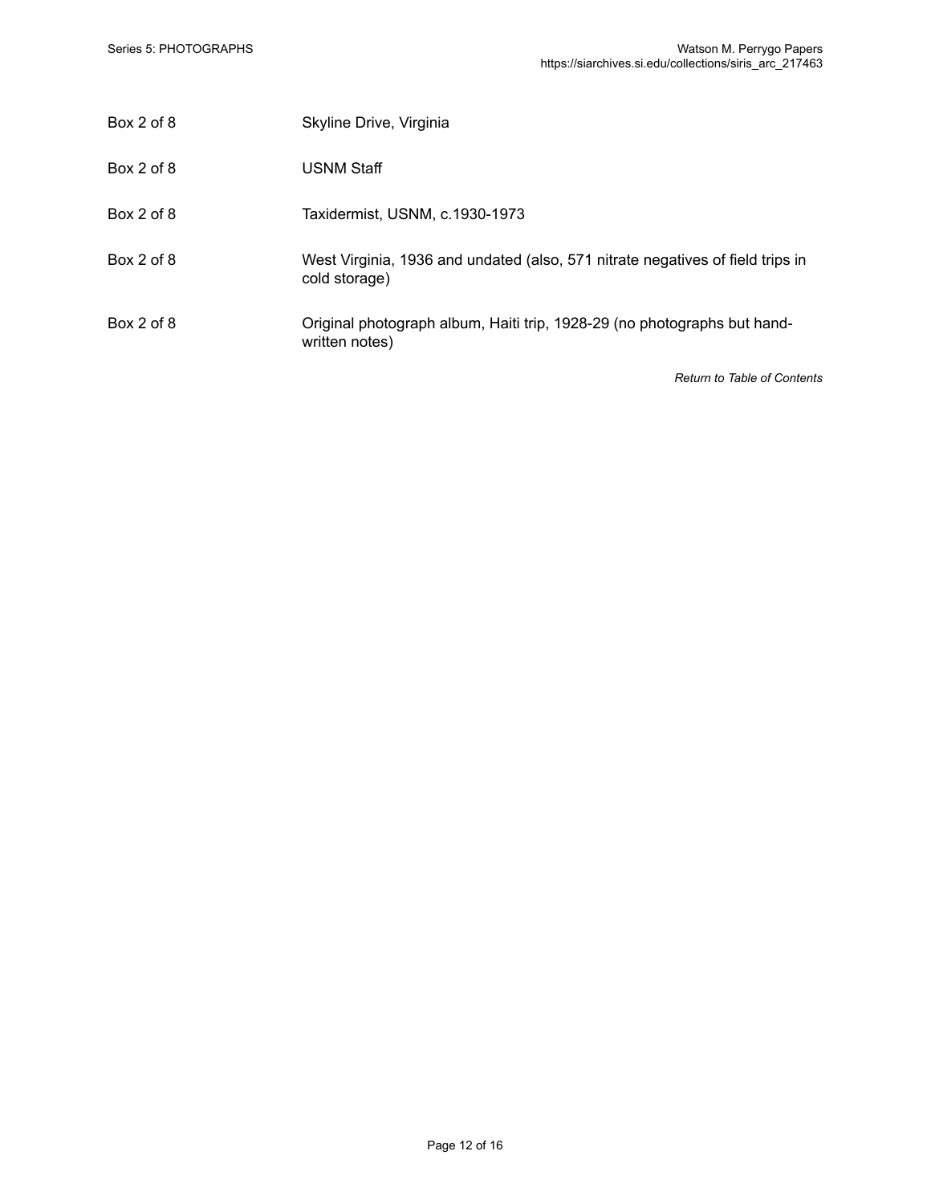| | |
|---|---|
| Box 2 of 8 | Skyline Drive, Virginia |
| Box 2 of 8 | USNM Staff |
| Box 2 of 8 | Taxidermist, USNM, c.1930-1973 |
| Box 2 of 8 | West Virginia, 1936 and undated (also, 571 nitrate negatives of field trips in cold storage) |
| Box 2 of 8 | Original photograph album, Haiti trip, 1928-29 (no photographs but hand-written notes) |

*Return to Table of Contents*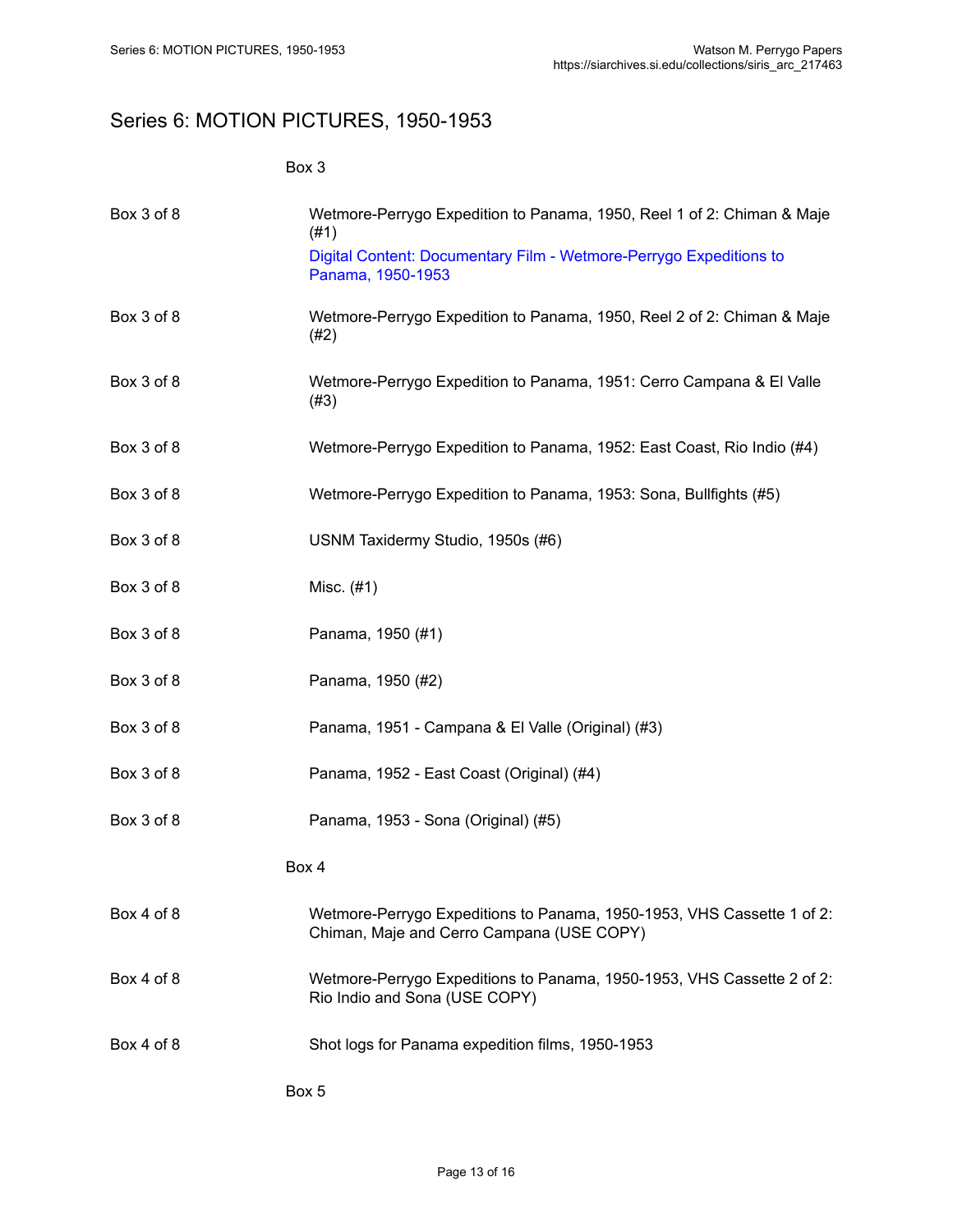# Series 6: MOTION PICTURES, 1950-1953

Box 3

| | |
|---|---|
| Box 3 of 8 | Wetmore-Perrygo Expedition to Panama, 1950, Reel 1 of 2: Chiman & Maje (#1)<br>Digital Content: Documentary Film - Wetmore-Perrygo Expeditions to Panama, 1950-1953 |
| Box 3 of 8 | Wetmore-Perrygo Expedition to Panama, 1950, Reel 2 of 2: Chiman & Maje (#2) |
| Box 3 of 8 | Wetmore-Perrygo Expedition to Panama, 1951: Cerro Campana & El Valle (#3) |
| Box 3 of 8 | Wetmore-Perrygo Expedition to Panama, 1952: East Coast, Rio Indio (#4) |
| Box 3 of 8 | Wetmore-Perrygo Expedition to Panama, 1953: Sona, Bullfights (#5) |
| Box 3 of 8 | USNM Taxidermy Studio, 1950s (#6) |
| Box 3 of 8 | Misc. (#1) |
| Box 3 of 8 | Panama, 1950 (#1) |
| Box 3 of 8 | Panama, 1950 (#2) |
| Box 3 of 8 | Panama, 1951 - Campana & El Valle (Original) (#3) |
| Box 3 of 8 | Panama, 1952 - East Coast (Original) (#4) |
| Box 3 of 8 | Panama, 1953 - Sona (Original) (#5) |

Box 4

| | |
|---|---|
| Box 4 of 8 | Wetmore-Perrygo Expeditions to Panama, 1950-1953, VHS Cassette 1 of 2: Chiman, Maje and Cerro Campana (USE COPY) |
| Box 4 of 8 | Wetmore-Perrygo Expeditions to Panama, 1950-1953, VHS Cassette 2 of 2: Rio Indio and Sona (USE COPY) |
| Box 4 of 8 | Shot logs for Panama expedition films, 1950-1953 |

Box 5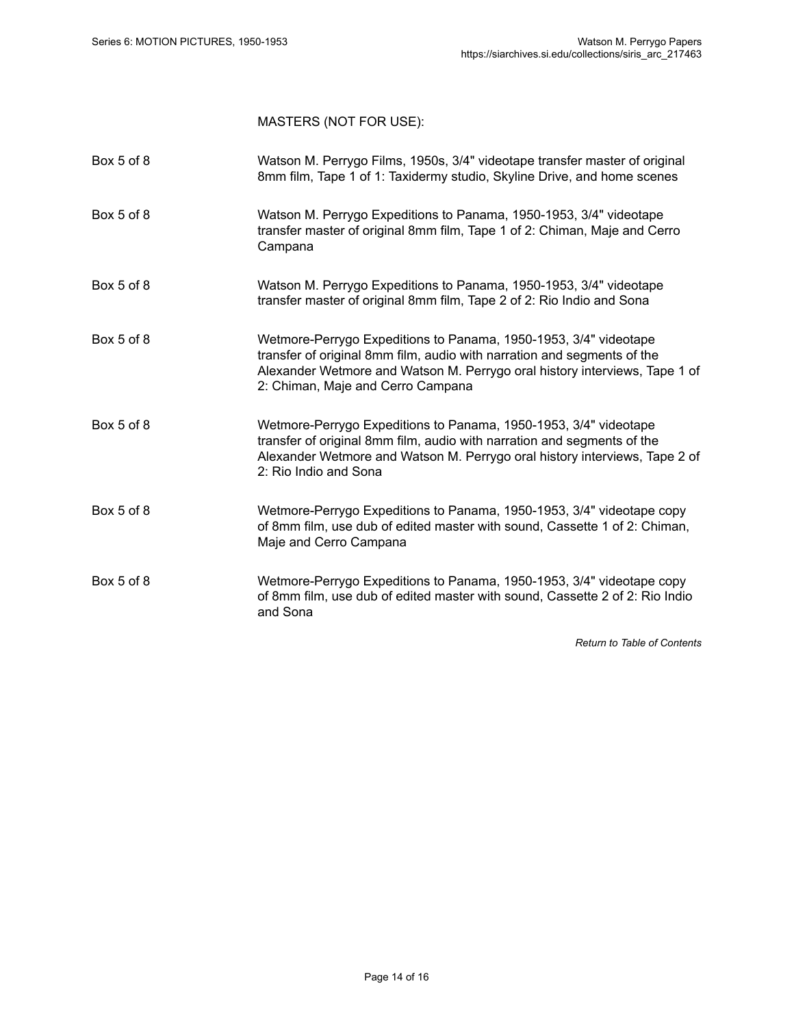MASTERS (NOT FOR USE):

| | |
|---|---|
| Box 5 of 8 | Watson M. Perrygo Films, 1950s, 3/4" videotape transfer master of original 8mm film, Tape 1 of 1: Taxidermy studio, Skyline Drive, and home scenes |
| Box 5 of 8 | Watson M. Perrygo Expeditions to Panama, 1950-1953, 3/4" videotape transfer master of original 8mm film, Tape 1 of 2: Chiman, Maje and Cerro Campana |
| Box 5 of 8 | Watson M. Perrygo Expeditions to Panama, 1950-1953, 3/4" videotape transfer master of original 8mm film, Tape 2 of 2: Rio Indio and Sona |
| Box 5 of 8 | Wetmore-Perrygo Expeditions to Panama, 1950-1953, 3/4" videotape transfer of original 8mm film, audio with narration and segments of the Alexander Wetmore and Watson M. Perrygo oral history interviews, Tape 1 of 2: Chiman, Maje and Cerro Campana |
| Box 5 of 8 | Wetmore-Perrygo Expeditions to Panama, 1950-1953, 3/4" videotape transfer of original 8mm film, audio with narration and segments of the Alexander Wetmore and Watson M. Perrygo oral history interviews, Tape 2 of 2: Rio Indio and Sona |
| Box 5 of 8 | Wetmore-Perrygo Expeditions to Panama, 1950-1953, 3/4" videotape copy of 8mm film, use dub of edited master with sound, Cassette 1 of 2: Chiman, Maje and Cerro Campana |
| Box 5 of 8 | Wetmore-Perrygo Expeditions to Panama, 1950-1953, 3/4" videotape copy of 8mm film, use dub of edited master with sound, Cassette 2 of 2: Rio Indio and Sona |

*Return to Table of Contents*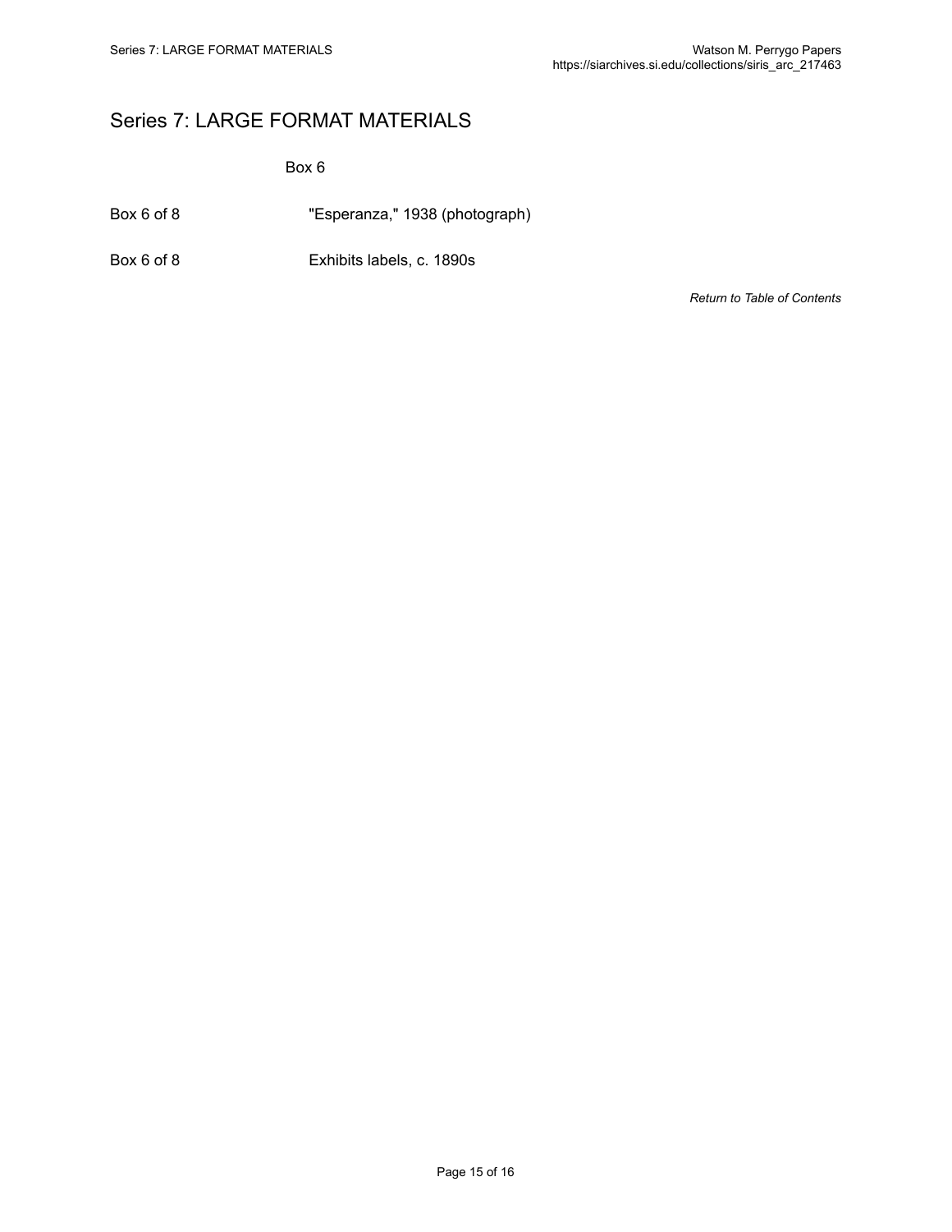# Series 7: LARGE FORMAT MATERIALS

Box 6

| | |
|---|---|
| Box 6 of 8 | "Esperanza," 1938 (photograph) |
| Box 6 of 8 | Exhibits labels, c. 1890s |

*Return to Table of Contents*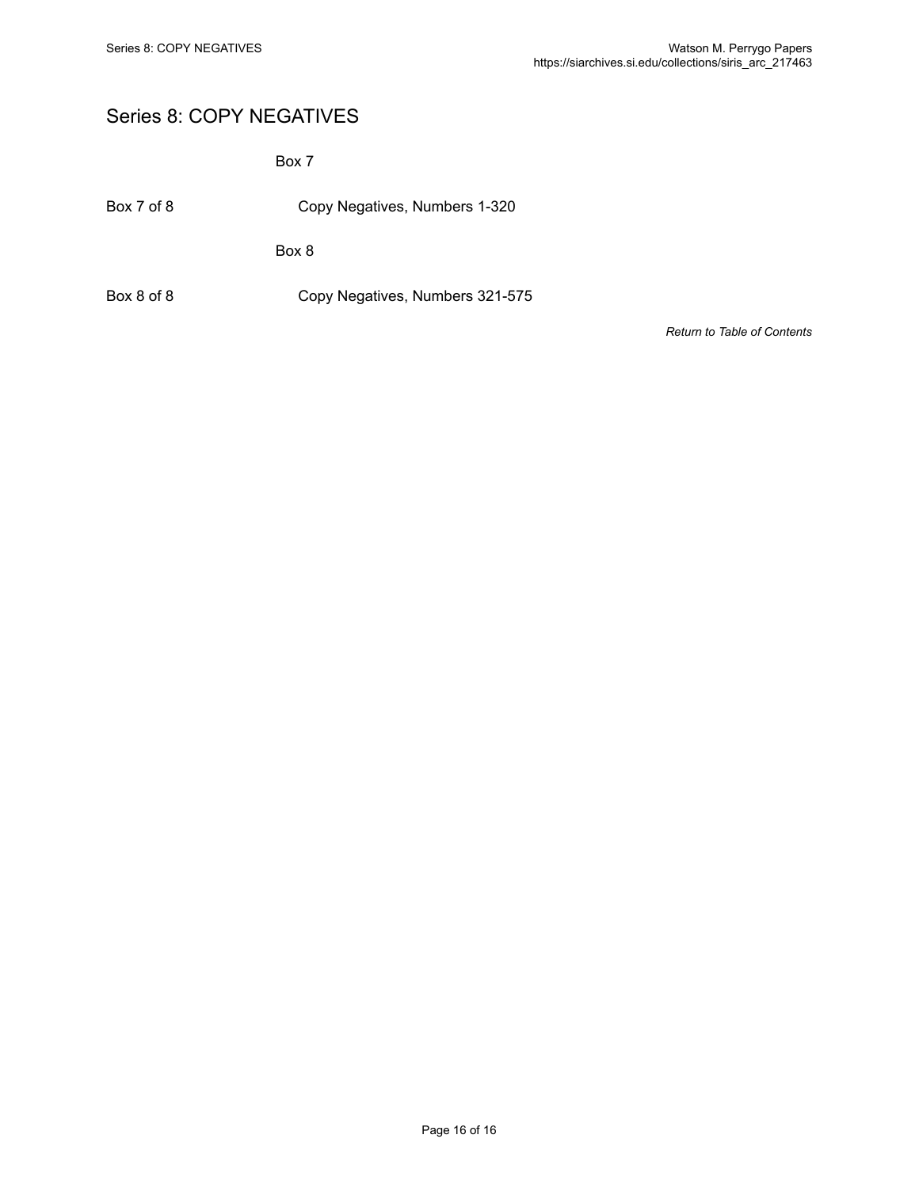# Series 8: COPY NEGATIVES

Box 7

| | |
|---|---|
| Box 7 of 8 | Copy Negatives, Numbers 1-320 |

Box 8

| | |
|---|---|
| Box 8 of 8 | Copy Negatives, Numbers 321-575 |

*Return to Table of Contents*